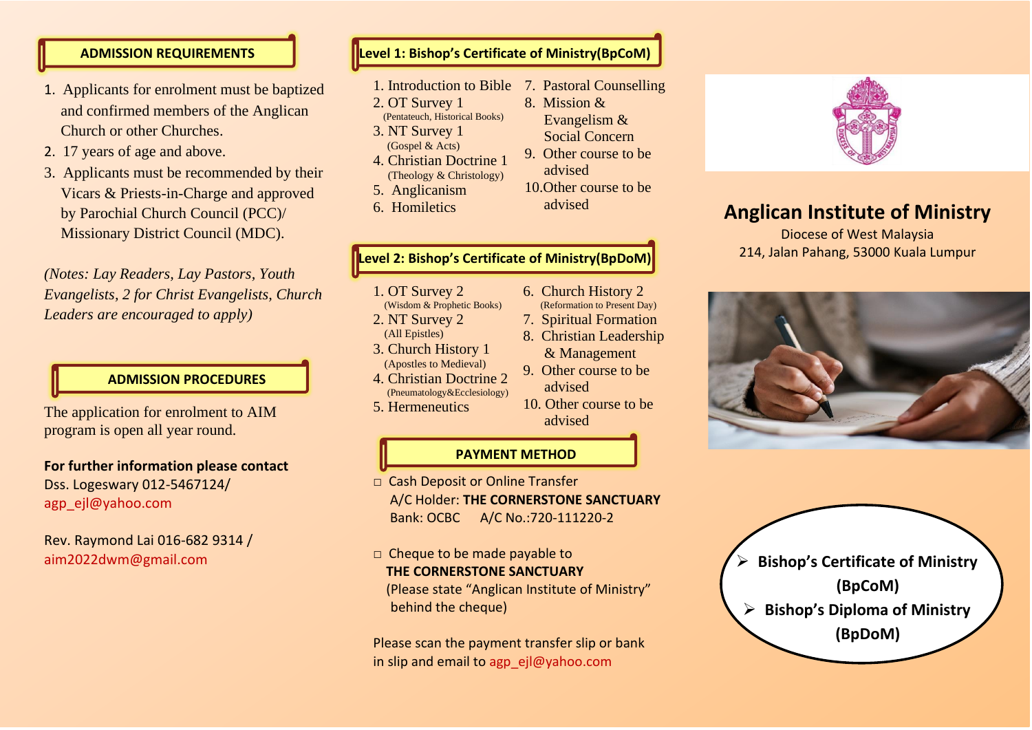## ADMISSION REQUIREMENTS

1. Applicants for enrolment must be baptized and confirmed members of the Anglican Church or other Churches.
2. 17 years of age and above.
3. Applicants must be recommended by their Vicars & Priests-in-Charge and approved by Parochial Church Council (PCC)/ Missionary District Council (MDC).

*(Notes: Lay Readers, Lay Pastors, Youth Evangelists, 2 for Christ Evangelists, Church Leaders are encouraged to apply)*

## ADMISSION PROCEDURES

The application for enrolment to AIM program is open all year round.

**For further information please contact**
Dss. Logeswary 012-5467124/
agp_ejl@yahoo.com

Rev. Raymond Lai 016-682 9314 /
aim2022dwm@gmail.com

## Level 1: Bishop's Certificate of Ministry(BpCoM)

1. Introduction to Bible
2. OT Survey 1 (Pentateuch, Historical Books)
3. NT Survey 1 (Gospel & Acts)
4. Christian Doctrine 1 (Theology & Christology)
5. Anglicanism
6. Homiletics
7. Pastoral Counselling
8. Mission & Evangelism & Social Concern
9. Other course to be advised
10. Other course to be advised

## Level 2: Bishop's Certificate of Ministry(BpDoM)

1. OT Survey 2 (Wisdom & Prophetic Books)
2. NT Survey 2 (All Epistles)
3. Church History 1 (Apostles to Medieval)
4. Christian Doctrine 2 (Pneumatology&Ecclesiology)
5. Hermeneutics
6. Church History 2 (Reformation to Present Day)
7. Spiritual Formation
8. Christian Leadership & Management
9. Other course to be advised
10. Other course to be advised

## PAYMENT METHOD

- Cash Deposit or Online Transfer
  A/C Holder: **THE CORNERSTONE SANCTUARY**
  Bank: OCBC A/C No.:720-111220-2

- Cheque to be made payable to
  **THE CORNERSTONE SANCTUARY**
  (Please state "Anglican Institute of Ministry" behind the cheque)

Please scan the payment transfer slip or bank in slip and email to agp_ejl@yahoo.com

# Anglican Institute of Ministry

Diocese of West Malaysia
214, Jalan Pahang, 53000 Kuala Lumpur

- **Bishop's Certificate of Ministry (BpCoM)**
- **Bishop's Diploma of Ministry (BpDoM)**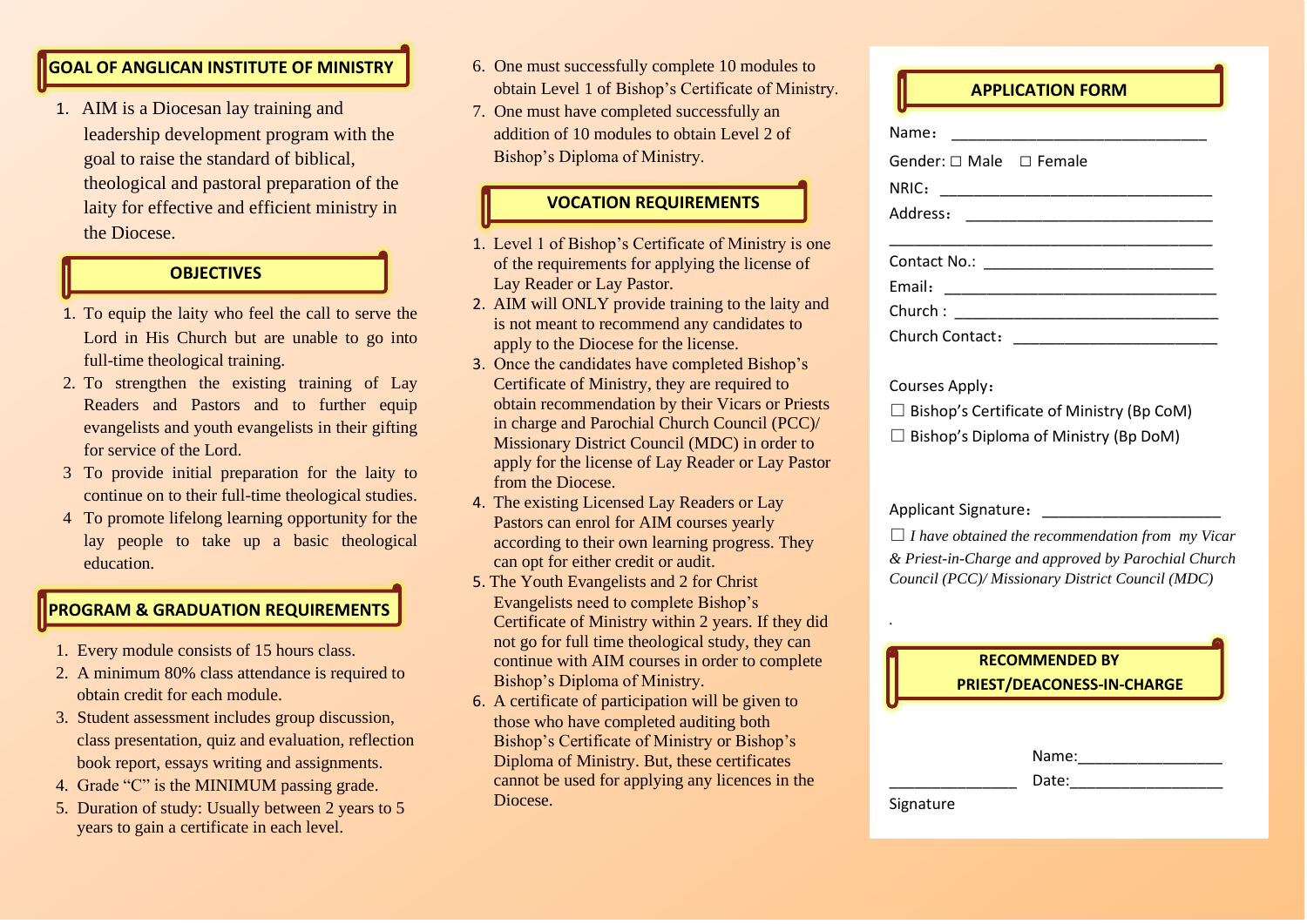## GOAL OF ANGLICAN INSTITUTE OF MINISTRY

1. AIM is a Diocesan lay training and leadership development program with the goal to raise the standard of biblical, theological and pastoral preparation of the laity for effective and efficient ministry in the Diocese.

## OBJECTIVES

1. To equip the laity who feel the call to serve the Lord in His Church but are unable to go into full-time theological training.
2. To strengthen the existing training of Lay Readers and Pastors and to further equip evangelists and youth evangelists in their gifting for service of the Lord.
3. To provide initial preparation for the laity to continue on to their full-time theological studies.
4. To promote lifelong learning opportunity for the lay people to take up a basic theological education.

## PROGRAM & GRADUATION REQUIREMENTS

1. Every module consists of 15 hours class.
2. A minimum 80% class attendance is required to obtain credit for each module.
3. Student assessment includes group discussion, class presentation, quiz and evaluation, reflection book report, essays writing and assignments.
4. Grade "C" is the MINIMUM passing grade.
5. Duration of study: Usually between 2 years to 5 years to gain a certificate in each level.
6. One must successfully complete 10 modules to obtain Level 1 of Bishop's Certificate of Ministry.
7. One must have completed successfully an addition of 10 modules to obtain Level 2 of Bishop's Diploma of Ministry.

## VOCATION REQUIREMENTS

1. Level 1 of Bishop's Certificate of Ministry is one of the requirements for applying the license of Lay Reader or Lay Pastor.
2. AIM will ONLY provide training to the laity and is not meant to recommend any candidates to apply to the Diocese for the license.
3. Once the candidates have completed Bishop's Certificate of Ministry, they are required to obtain recommendation by their Vicars or Priests in charge and Parochial Church Council (PCC)/ Missionary District Council (MDC) in order to apply for the license of Lay Reader or Lay Pastor from the Diocese.
4. The existing Licensed Lay Readers or Lay Pastors can enrol for AIM courses yearly according to their own learning progress. They can opt for either credit or audit.
5. The Youth Evangelists and 2 for Christ Evangelists need to complete Bishop's Certificate of Ministry within 2 years. If they did not go for full time theological study, they can continue with AIM courses in order to complete Bishop's Diploma of Ministry.
6. A certificate of participation will be given to those who have completed auditing both Bishop's Certificate of Ministry or Bishop's Diploma of Ministry. But, these certificates cannot be used for applying any licences in the Diocese.

## APPLICATION FORM

Name：______________________________

Gender: ☐ Male ☐ Female

NRIC：______________________________

Address：______________________________

______________________________

Contact No.: ______________________________

Email：______________________________

Church : ______________________________

Church Contact：______________________________

Courses Apply：

☐ Bishop's Certificate of Ministry (Bp CoM)

☐ Bishop's Diploma of Ministry (Bp DoM)

Applicant Signature：______________________

☐ *I have obtained the recommendation from my Vicar & Priest-in-Charge and approved by Parochial Church Council (PCC)/ Missionary District Council (MDC)*

.

## RECOMMENDED BY PRIEST/DEACONESS-IN-CHARGE

Name:_________________

_______________ Date:__________________

Signature